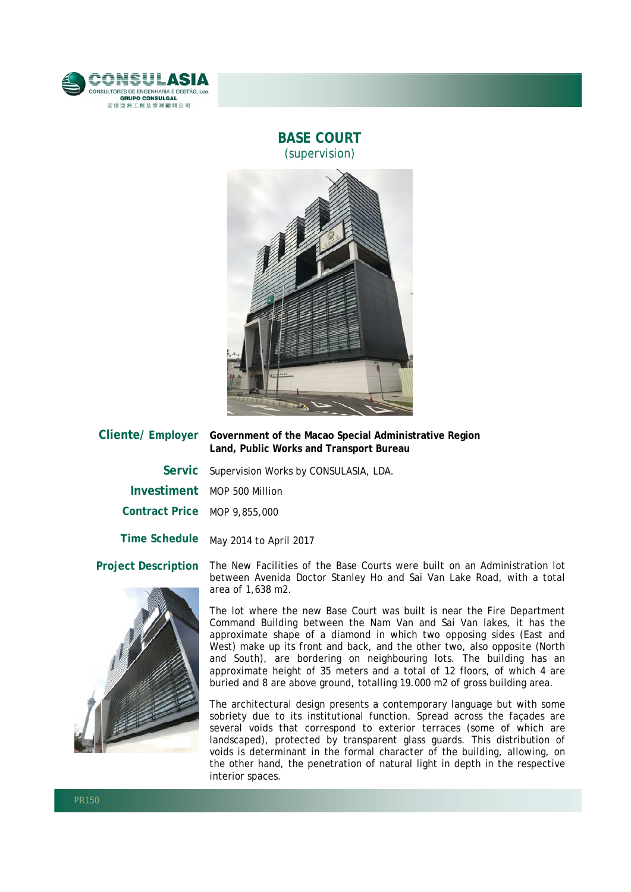# BASE COURT

(supervision)

**Cliente/ Employer** **Government of the Macao Special Administrative Region**
**Land, Public Works and Transport Bureau**

**Servic** Supervision Works by CONSULASIA, LDA.

**Investiment** MOP 500 Million

**Contract Price** MOP 9,855,000

**Time Schedule** May 2014 to April 2017

**Project Description**

The New Facilities of the Base Courts were built on an Administration lot between Avenida Doctor Stanley Ho and Sai Van Lake Road, with a total area of 1,638 m2.

The lot where the new Base Court was built is near the Fire Department Command Building between the Nam Van and Sai Van lakes, it has the approximate shape of a diamond in which two opposing sides (East and West) make up its front and back, and the other two, also opposite (North and South), are bordering on neighbouring lots. The building has an approximate height of 35 meters and a total of 12 floors, of which 4 are buried and 8 are above ground, totalling 19.000 m2 of gross building area.

The architectural design presents a contemporary language but with some sobriety due to its institutional function. Spread across the façades are several voids that correspond to exterior terraces (some of which are landscaped), protected by transparent glass guards. This distribution of voids is determinant in the formal character of the building, allowing, on the other hand, the penetration of natural light in depth in the respective interior spaces.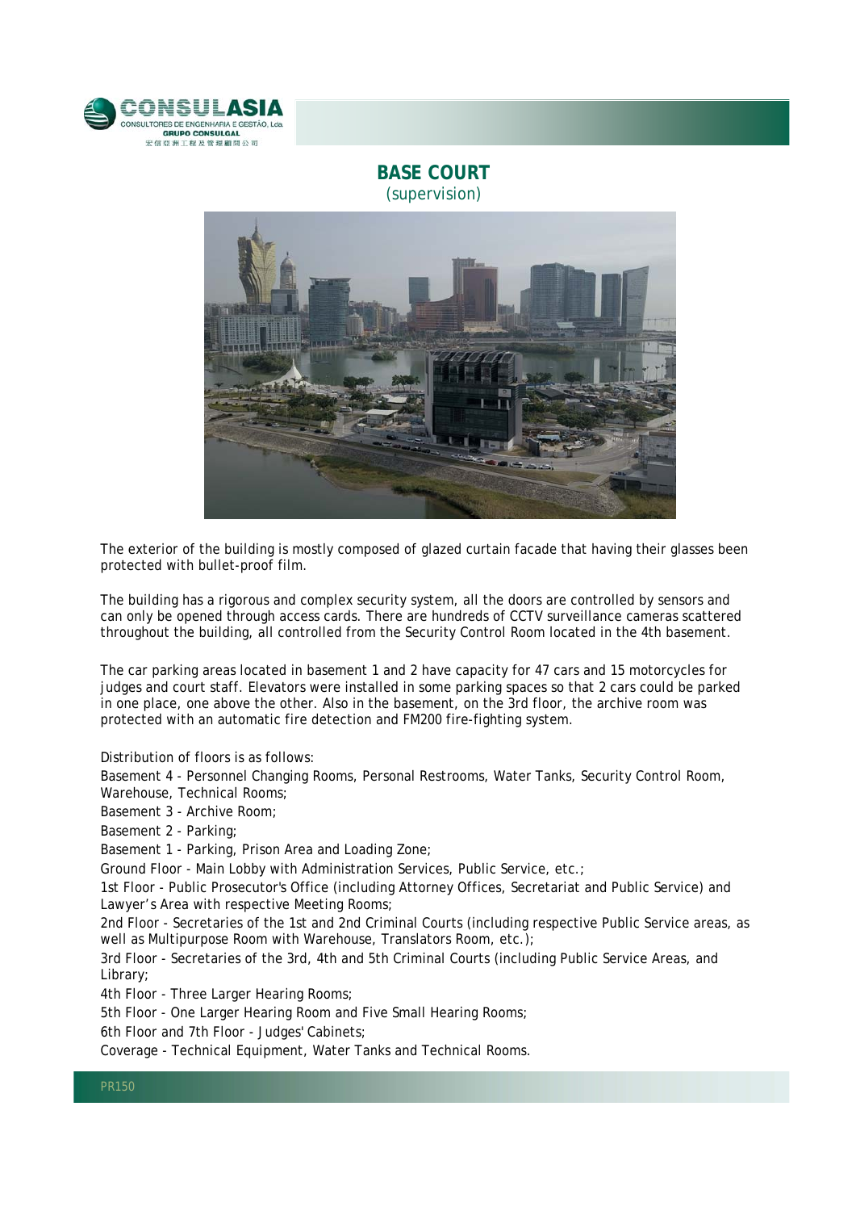# BASE COURT

(supervision)

The exterior of the building is mostly composed of glazed curtain facade that having their glasses been protected with bullet-proof film.

The building has a rigorous and complex security system, all the doors are controlled by sensors and can only be opened through access cards. There are hundreds of CCTV surveillance cameras scattered throughout the building, all controlled from the Security Control Room located in the 4th basement.

The car parking areas located in basement 1 and 2 have capacity for 47 cars and 15 motorcycles for judges and court staff. Elevators were installed in some parking spaces so that 2 cars could be parked in one place, one above the other. Also in the basement, on the 3rd floor, the archive room was protected with an automatic fire detection and FM200 fire-fighting system.

Distribution of floors is as follows:

Basement 4 - Personnel Changing Rooms, Personal Restrooms, Water Tanks, Security Control Room, Warehouse, Technical Rooms;

Basement 3 - Archive Room;

Basement 2 - Parking;

Basement 1 - Parking, Prison Area and Loading Zone;

Ground Floor - Main Lobby with Administration Services, Public Service, etc.;

1st Floor - Public Prosecutor's Office (including Attorney Offices, Secretariat and Public Service) and Lawyer's Area with respective Meeting Rooms;

2nd Floor - Secretaries of the 1st and 2nd Criminal Courts (including respective Public Service areas, as well as Multipurpose Room with Warehouse, Translators Room, etc.);

3rd Floor - Secretaries of the 3rd, 4th and 5th Criminal Courts (including Public Service Areas, and Library;

4th Floor - Three Larger Hearing Rooms;

5th Floor - One Larger Hearing Room and Five Small Hearing Rooms;

6th Floor and 7th Floor - Judges' Cabinets;

Coverage - Technical Equipment, Water Tanks and Technical Rooms.